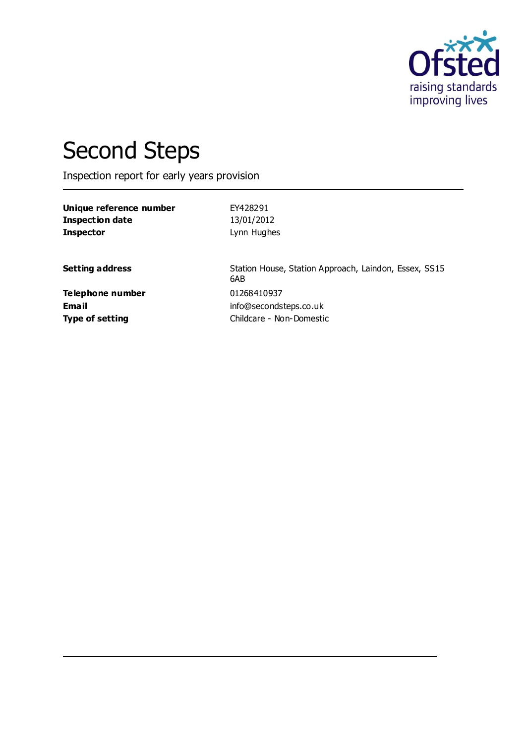# Second Steps

Inspection report for early years provision

| | |
|---|---|
| **Unique reference number** | EY428291 |
| **Inspection date** | 13/01/2012 |
| **Inspector** | Lynn Hughes |
| | |
| **Setting address** | Station House, Station Approach, Laindon, Essex, SS15 6AB |
| **Telephone number** | 01268410937 |
| **Email** | info@secondsteps.co.uk |
| **Type of setting** | Childcare - Non-Domestic |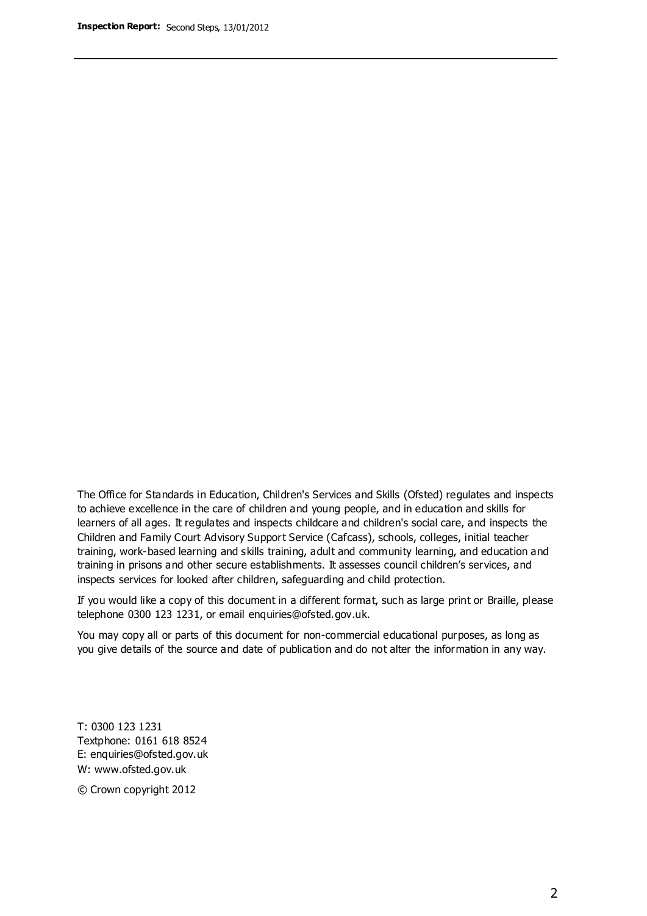The Office for Standards in Education, Children's Services and Skills (Ofsted) regulates and inspects to achieve excellence in the care of children and young people, and in education and skills for learners of all ages. It regulates and inspects childcare and children's social care, and inspects the Children and Family Court Advisory Support Service (Cafcass), schools, colleges, initial teacher training, work-based learning and skills training, adult and community learning, and education and training in prisons and other secure establishments. It assesses council children's services, and inspects services for looked after children, safeguarding and child protection.

If you would like a copy of this document in a different format, such as large print or Braille, please telephone 0300 123 1231, or email enquiries@ofsted.gov.uk.

You may copy all or parts of this document for non-commercial educational purposes, as long as you give details of the source and date of publication and do not alter the information in any way.

T: 0300 123 1231
Textphone: 0161 618 8524
E: enquiries@ofsted.gov.uk
W: www.ofsted.gov.uk

© Crown copyright 2012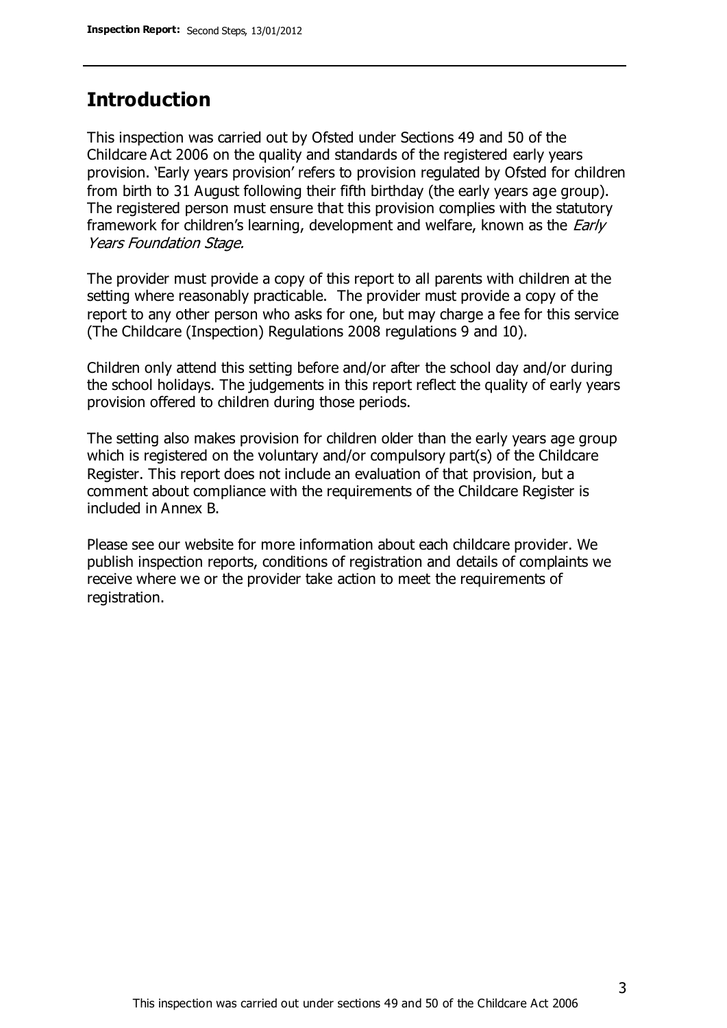## Introduction

This inspection was carried out by Ofsted under Sections 49 and 50 of the Childcare Act 2006 on the quality and standards of the registered early years provision. 'Early years provision' refers to provision regulated by Ofsted for children from birth to 31 August following their fifth birthday (the early years age group). The registered person must ensure that this provision complies with the statutory framework for children's learning, development and welfare, known as the *Early Years Foundation Stage.*

The provider must provide a copy of this report to all parents with children at the setting where reasonably practicable. The provider must provide a copy of the report to any other person who asks for one, but may charge a fee for this service (The Childcare (Inspection) Regulations 2008 regulations 9 and 10).

Children only attend this setting before and/or after the school day and/or during the school holidays. The judgements in this report reflect the quality of early years provision offered to children during those periods.

The setting also makes provision for children older than the early years age group which is registered on the voluntary and/or compulsory part(s) of the Childcare Register. This report does not include an evaluation of that provision, but a comment about compliance with the requirements of the Childcare Register is included in Annex B.

Please see our website for more information about each childcare provider. We publish inspection reports, conditions of registration and details of complaints we receive where we or the provider take action to meet the requirements of registration.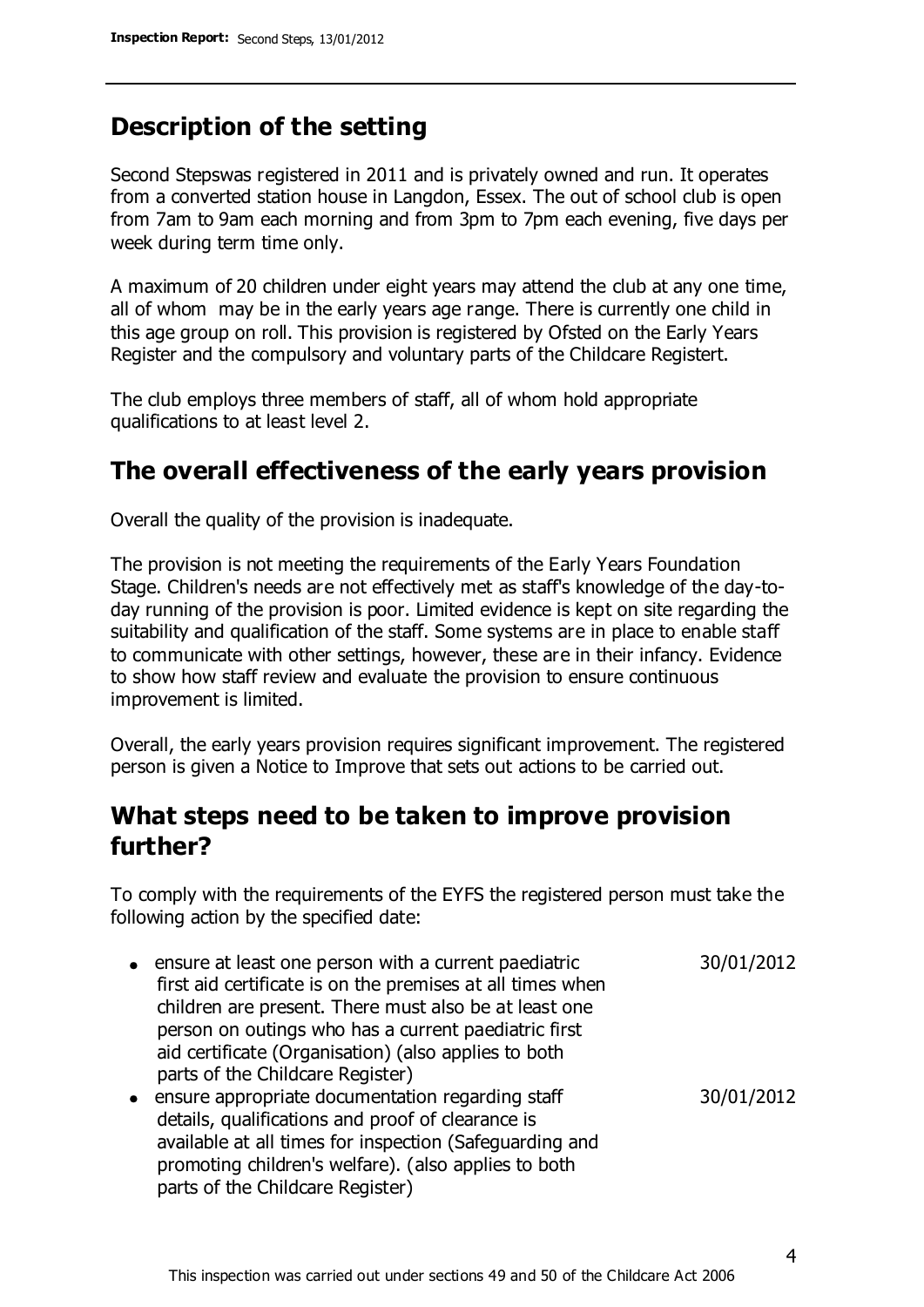## Description of the setting

Second Stepswas registered in 2011 and is privately owned and run. It operates from a converted station house in Langdon, Essex. The out of school club is open from 7am to 9am each morning and from 3pm to 7pm each evening, five days per week during term time only.

A maximum of 20 children under eight years may attend the club at any one time, all of whom may be in the early years age range. There is currently one child in this age group on roll. This provision is registered by Ofsted on the Early Years Register and the compulsory and voluntary parts of the Childcare Registert.

The club employs three members of staff, all of whom hold appropriate qualifications to at least level 2.

## The overall effectiveness of the early years provision

Overall the quality of the provision is inadequate.

The provision is not meeting the requirements of the Early Years Foundation Stage. Children's needs are not effectively met as staff's knowledge of the day-to-day running of the provision is poor. Limited evidence is kept on site regarding the suitability and qualification of the staff. Some systems are in place to enable staff to communicate with other settings, however, these are in their infancy. Evidence to show how staff review and evaluate the provision to ensure continuous improvement is limited.

Overall, the early years provision requires significant improvement. The registered person is given a Notice to Improve that sets out actions to be carried out.

## What steps need to be taken to improve provision further?

To comply with the requirements of the EYFS the registered person must take the following action by the specified date:

| | |
|---|---|
| • ensure at least one person with a current paediatric first aid certificate is on the premises at all times when children are present. There must also be at least one person on outings who has a current paediatric first aid certificate (Organisation) (also applies to both parts of the Childcare Register) | 30/01/2012 |
| • ensure appropriate documentation regarding staff details, qualifications and proof of clearance is available at all times for inspection (Safeguarding and promoting children's welfare). (also applies to both parts of the Childcare Register) | 30/01/2012 |

This inspection was carried out under sections 49 and 50 of the Childcare Act 2006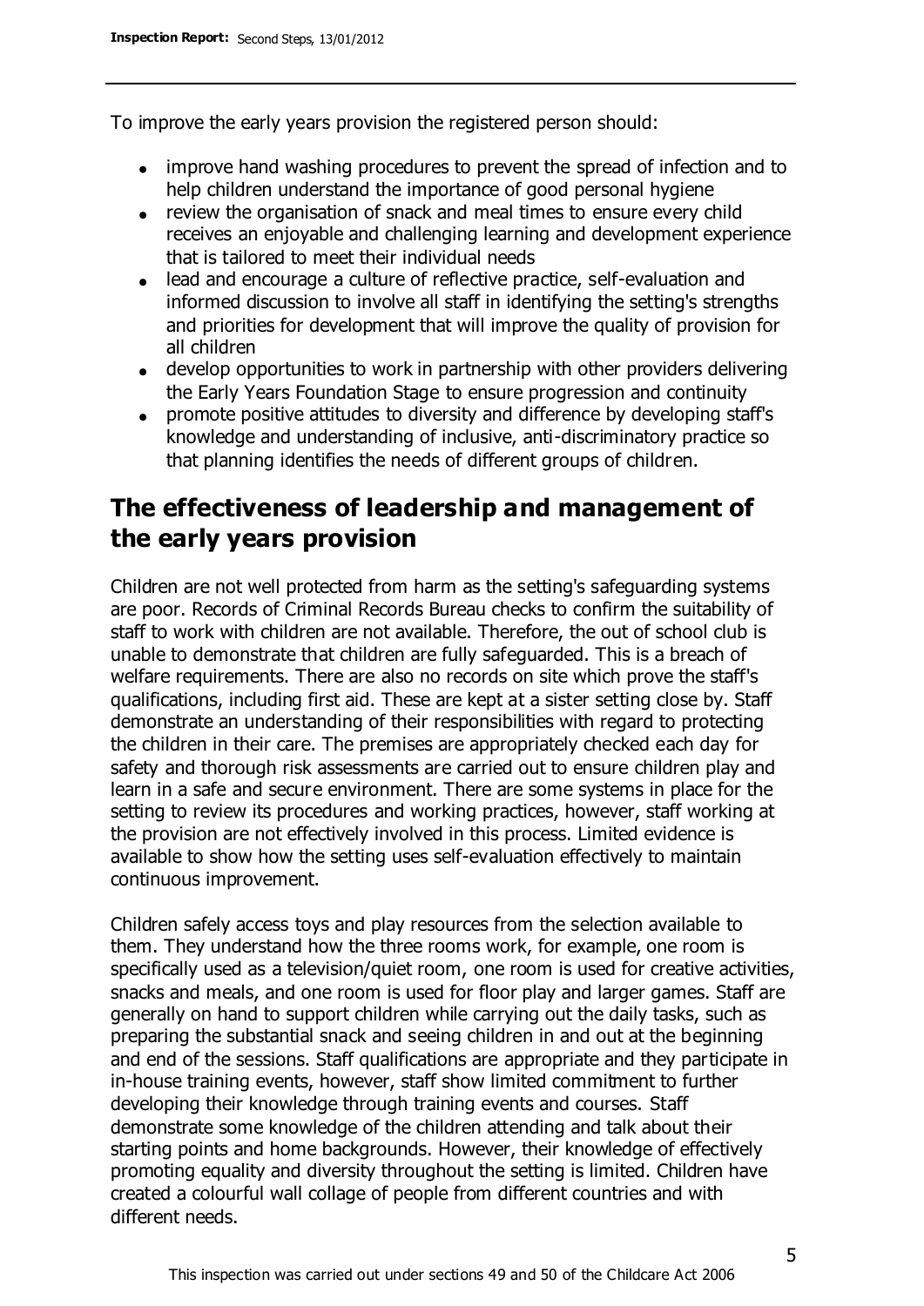To improve the early years provision the registered person should:

- improve hand washing procedures to prevent the spread of infection and to help children understand the importance of good personal hygiene
- review the organisation of snack and meal times to ensure every child receives an enjoyable and challenging learning and development experience that is tailored to meet their individual needs
- lead and encourage a culture of reflective practice, self-evaluation and informed discussion to involve all staff in identifying the setting's strengths and priorities for development that will improve the quality of provision for all children
- develop opportunities to work in partnership with other providers delivering the Early Years Foundation Stage to ensure progression and continuity
- promote positive attitudes to diversity and difference by developing staff's knowledge and understanding of inclusive, anti-discriminatory practice so that planning identifies the needs of different groups of children.

## The effectiveness of leadership and management of the early years provision

Children are not well protected from harm as the setting's safeguarding systems are poor. Records of Criminal Records Bureau checks to confirm the suitability of staff to work with children are not available. Therefore, the out of school club is unable to demonstrate that children are fully safeguarded. This is a breach of welfare requirements. There are also no records on site which prove the staff's qualifications, including first aid. These are kept at a sister setting close by. Staff demonstrate an understanding of their responsibilities with regard to protecting the children in their care. The premises are appropriately checked each day for safety and thorough risk assessments are carried out to ensure children play and learn in a safe and secure environment. There are some systems in place for the setting to review its procedures and working practices, however, staff working at the provision are not effectively involved in this process. Limited evidence is available to show how the setting uses self-evaluation effectively to maintain continuous improvement.

Children safely access toys and play resources from the selection available to them. They understand how the three rooms work, for example, one room is specifically used as a television/quiet room, one room is used for creative activities, snacks and meals, and one room is used for floor play and larger games. Staff are generally on hand to support children while carrying out the daily tasks, such as preparing the substantial snack and seeing children in and out at the beginning and end of the sessions. Staff qualifications are appropriate and they participate in in-house training events, however, staff show limited commitment to further developing their knowledge through training events and courses. Staff demonstrate some knowledge of the children attending and talk about their starting points and home backgrounds. However, their knowledge of effectively promoting equality and diversity throughout the setting is limited. Children have created a colourful wall collage of people from different countries and with different needs.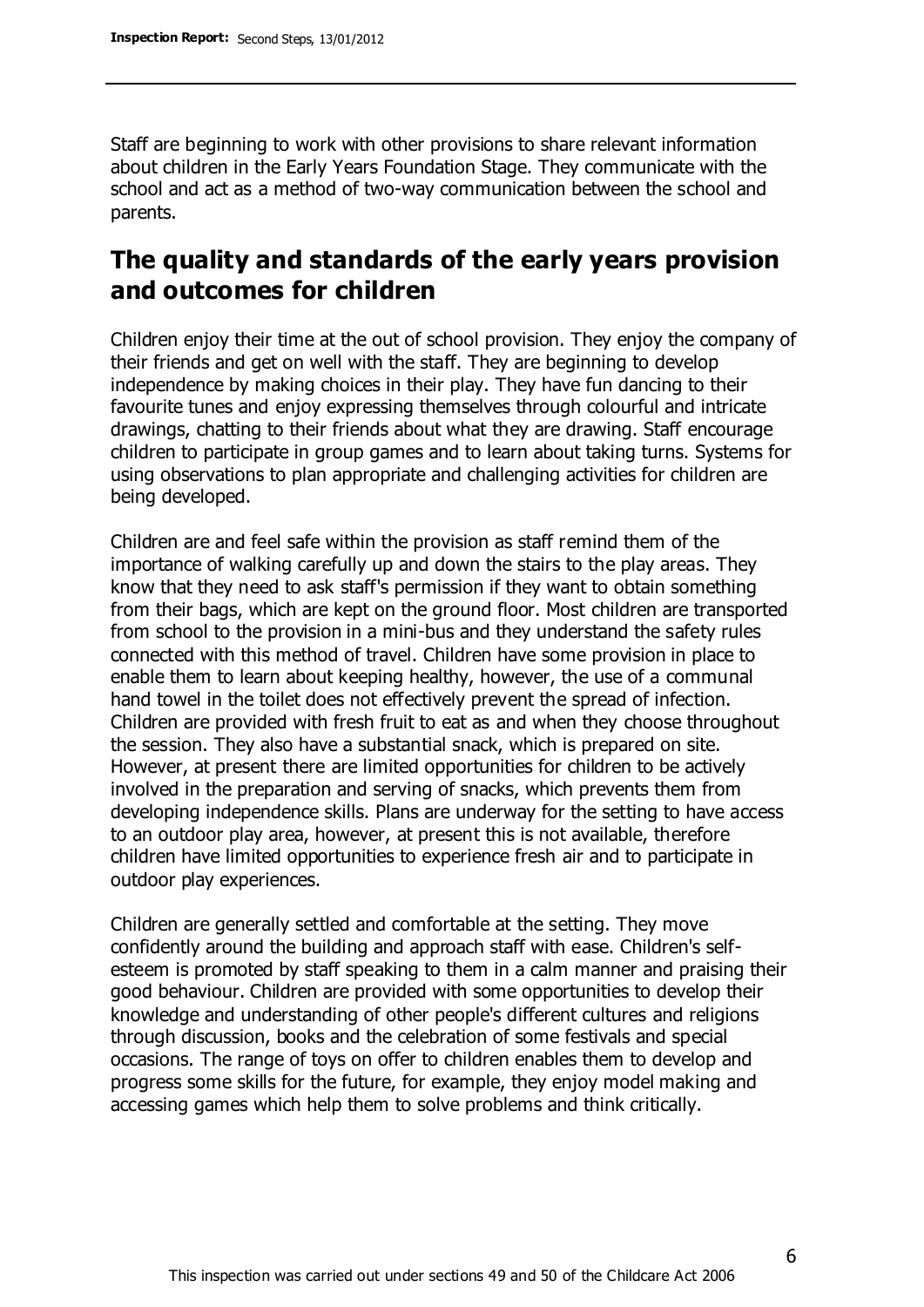Staff are beginning to work with other provisions to share relevant information about children in the Early Years Foundation Stage. They communicate with the school and act as a method of two-way communication between the school and parents.

## The quality and standards of the early years provision and outcomes for children

Children enjoy their time at the out of school provision. They enjoy the company of their friends and get on well with the staff. They are beginning to develop independence by making choices in their play. They have fun dancing to their favourite tunes and enjoy expressing themselves through colourful and intricate drawings, chatting to their friends about what they are drawing. Staff encourage children to participate in group games and to learn about taking turns. Systems for using observations to plan appropriate and challenging activities for children are being developed.

Children are and feel safe within the provision as staff remind them of the importance of walking carefully up and down the stairs to the play areas. They know that they need to ask staff's permission if they want to obtain something from their bags, which are kept on the ground floor. Most children are transported from school to the provision in a mini-bus and they understand the safety rules connected with this method of travel. Children have some provision in place to enable them to learn about keeping healthy, however, the use of a communal hand towel in the toilet does not effectively prevent the spread of infection. Children are provided with fresh fruit to eat as and when they choose throughout the session. They also have a substantial snack, which is prepared on site. However, at present there are limited opportunities for children to be actively involved in the preparation and serving of snacks, which prevents them from developing independence skills. Plans are underway for the setting to have access to an outdoor play area, however, at present this is not available, therefore children have limited opportunities to experience fresh air and to participate in outdoor play experiences.

Children are generally settled and comfortable at the setting. They move confidently around the building and approach staff with ease. Children's self-esteem is promoted by staff speaking to them in a calm manner and praising their good behaviour. Children are provided with some opportunities to develop their knowledge and understanding of other people's different cultures and religions through discussion, books and the celebration of some festivals and special occasions. The range of toys on offer to children enables them to develop and progress some skills for the future, for example, they enjoy model making and accessing games which help them to solve problems and think critically.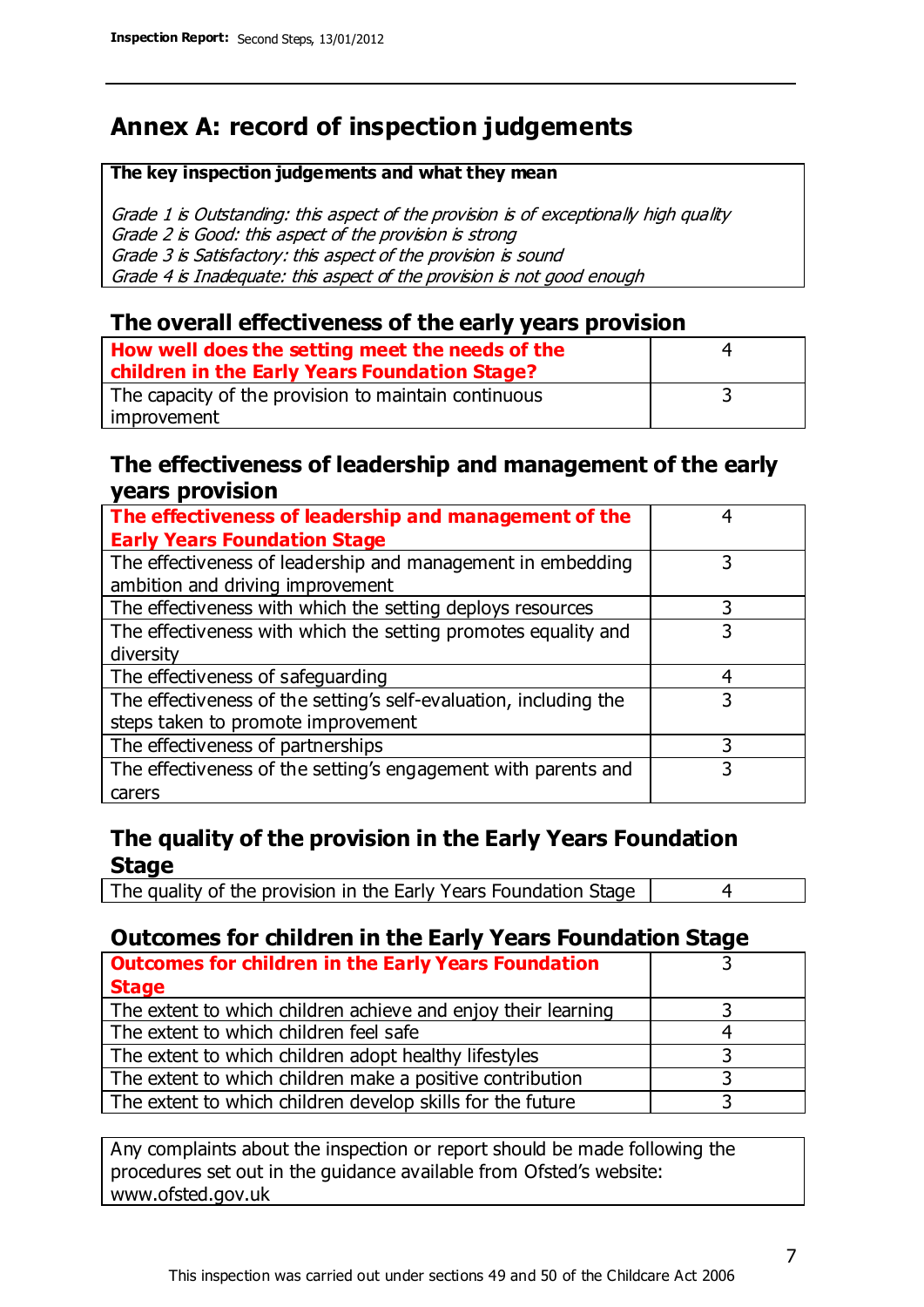# Annex A: record of inspection judgements

**The key inspection judgements and what they mean**

*Grade 1 is Outstanding: this aspect of the provision is of exceptionally high quality*
*Grade 2 is Good: this aspect of the provision is strong*
*Grade 3 is Satisfactory: this aspect of the provision is sound*
*Grade 4 is Inadequate: this aspect of the provision is not good enough*

## The overall effectiveness of the early years provision

| | |
|---|---|
| **How well does the setting meet the needs of the children in the Early Years Foundation Stage?** | 4 |
| The capacity of the provision to maintain continuous improvement | 3 |

## The effectiveness of leadership and management of the early years provision

| | |
|---|---|
| **The effectiveness of leadership and management of the Early Years Foundation Stage** | 4 |
| The effectiveness of leadership and management in embedding ambition and driving improvement | 3 |
| The effectiveness with which the setting deploys resources | 3 |
| The effectiveness with which the setting promotes equality and diversity | 3 |
| The effectiveness of safeguarding | 4 |
| The effectiveness of the setting's self-evaluation, including the steps taken to promote improvement | 3 |
| The effectiveness of partnerships | 3 |
| The effectiveness of the setting's engagement with parents and carers | 3 |

## The quality of the provision in the Early Years Foundation Stage

| | |
|---|---|
| The quality of the provision in the Early Years Foundation Stage | 4 |

## Outcomes for children in the Early Years Foundation Stage

| | |
|---|---|
| **Outcomes for children in the Early Years Foundation Stage** | 3 |
| The extent to which children achieve and enjoy their learning | 3 |
| The extent to which children feel safe | 4 |
| The extent to which children adopt healthy lifestyles | 3 |
| The extent to which children make a positive contribution | 3 |
| The extent to which children develop skills for the future | 3 |

Any complaints about the inspection or report should be made following the procedures set out in the guidance available from Ofsted's website: www.ofsted.gov.uk

This inspection was carried out under sections 49 and 50 of the Childcare Act 2006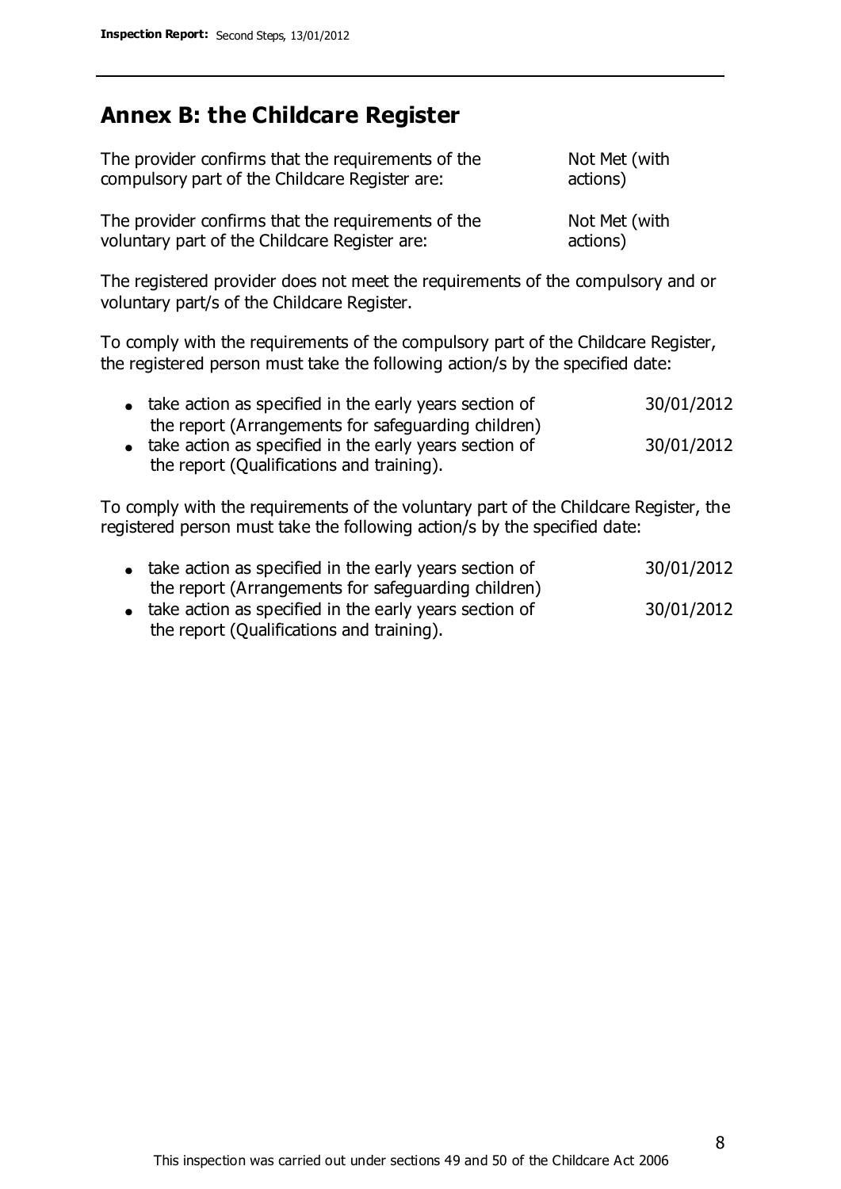## Annex B: the Childcare Register

| | |
|---|---|
| The provider confirms that the requirements of the compulsory part of the Childcare Register are: | Not Met (with actions) |
| The provider confirms that the requirements of the voluntary part of the Childcare Register are: | Not Met (with actions) |

The registered provider does not meet the requirements of the compulsory and or voluntary part/s of the Childcare Register.

To comply with the requirements of the compulsory part of the Childcare Register, the registered person must take the following action/s by the specified date:

| | |
|---|---|
| • take action as specified in the early years section of the report (Arrangements for safeguarding children) | 30/01/2012 |
| • take action as specified in the early years section of the report (Qualifications and training). | 30/01/2012 |

To comply with the requirements of the voluntary part of the Childcare Register, the registered person must take the following action/s by the specified date:

| | |
|---|---|
| • take action as specified in the early years section of the report (Arrangements for safeguarding children) | 30/01/2012 |
| • take action as specified in the early years section of the report (Qualifications and training). | 30/01/2012 |

This inspection was carried out under sections 49 and 50 of the Childcare Act 2006